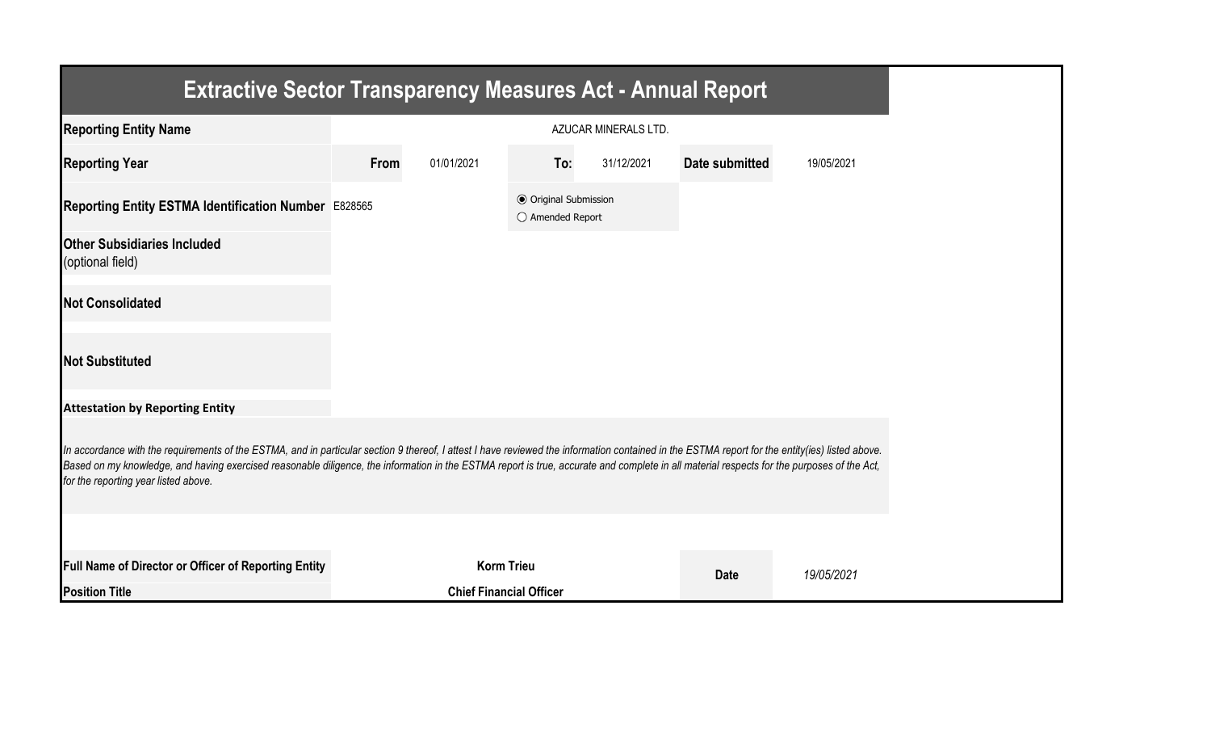# Extractive Sector Transparency Measures Act - Annual Report

| | | | | | | |
|---|---|---|---|---|---|---|
| **Reporting Entity Name** | AZUCAR MINERALS LTD. | | | | | |
| **Reporting Year** | **From** | 01/01/2021 | **To:** | 31/12/2021 | **Date submitted** | 19/05/2021 |
| **Reporting Entity ESTMA Identification Number** | E828565 | | ◉ Original Submission<br>○ Amended Report | | | |
| **Other Subsidiaries Included** (optional field) | | | | | | |
| **Not Consolidated** | | | | | | |
| **Not Substituted** | | | | | | |

**Attestation by Reporting Entity**

*In accordance with the requirements of the ESTMA, and in particular section 9 thereof, I attest I have reviewed the information contained in the ESTMA report for the entity(ies) listed above. Based on my knowledge, and having exercised reasonable diligence, the information in the ESTMA report is true, accurate and complete in all material respects for the purposes of the Act, for the reporting year listed above.*

| | | | |
|---|---|---|---|
| **Full Name of Director or Officer of Reporting Entity** | **Korm Trieu** | **Date** | *19/05/2021* |
| **Position Title** | **Chief Financial Officer** | | |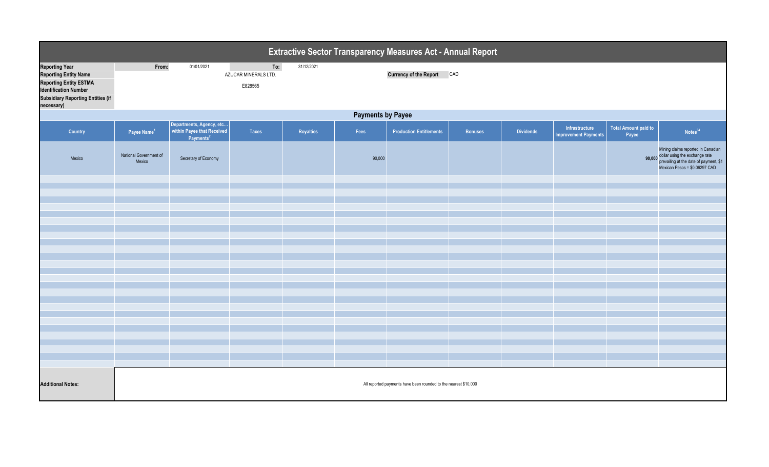# Extractive Sector Transparency Measures Act - Annual Report

| | | | | |
|---|---|---|---|---|
| **Reporting Year** | From: | 01/01/2021 | To: | 31/12/2021 |
| **Reporting Entity Name** | AZUCAR MINERALS LTD. | | **Currency of the Report** | CAD |
| **Reporting Entity ESTMA Identification Number** | E828565 | | | |
| **Subsidiary Reporting Entities (if necessary)** | | | | |

## Payments by Payee

| Country | Payee Name[1] | Departments, Agency, etc... within Payee that Received Payments[2] | Taxes | Royalties | Fees | Production Entitlements | Bonuses | Dividends | Infrastructure Improvement Payments | Total Amount paid to Payee | Notes[34] |
|---|---|---|---|---|---|---|---|---|---|---|---|
| Mexico | National Government of Mexico | Secretary of Economy | | | 90,000 | | | | | 90,000 | Mining claims reported in Canadian dollar using the exchange rate prevailing at the date of payment, $1 Mexican Pesos = $0.06297 CAD |

**Additional Notes:** All reported payments have been rounded to the nearest $10,000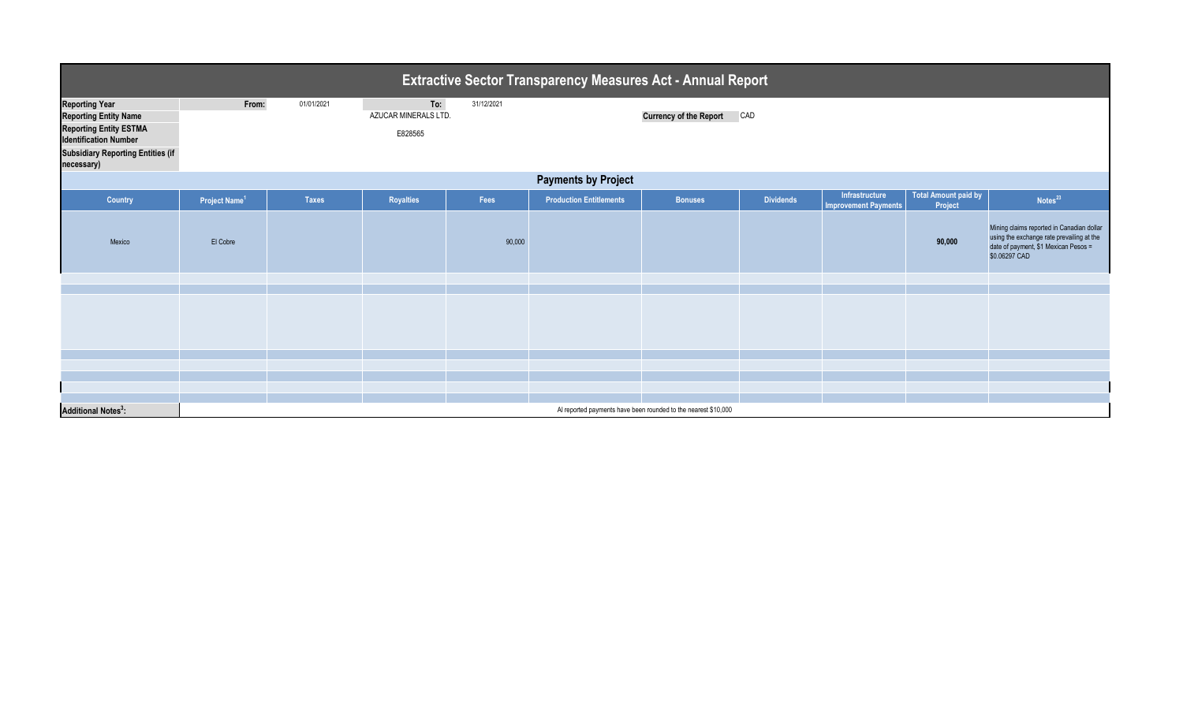# Extractive Sector Transparency Measures Act - Annual Report

| | | | | | |
|---|---|---|---|---|---|
| **Reporting Year** | **From:** | 01/01/2021 | **To:** | 31/12/2021 | |
| **Reporting Entity Name** | | AZUCAR MINERALS LTD. | | **Currency of the Report** | CAD |
| **Reporting Entity ESTMA Identification Number** | | E828565 | | | |
| **Subsidiary Reporting Entities (if necessary)** | | | | | |

## Payments by Project

| Country | Project Name[1] | Taxes | Royalties | Fees | Production Entitlements | Bonuses | Dividends | Infrastructure Improvement Payments | Total Amount paid by Project | Notes[23] |
|---|---|---|---|---|---|---|---|---|---|---|
| Mexico | El Cobre | | | 90,000 | | | | | **90,000** | Mining claims reported in Canadian dollar using the exchange rate prevailing at the date of payment, $1 Mexican Pesos = $0.06297 CAD |
| | | | | | | | | | | |
| | | | | | | | | | | |
| | | | | | | | | | | |
| | | | | | | | | | | |
| | | | | | | | | | | |
| | | | | | | | | | | |
| | | | | | | | | | | |
| | | | | | | | | | | |

**Additional Notes[3]:** Al reported payments have been rounded to the nearest $10,000